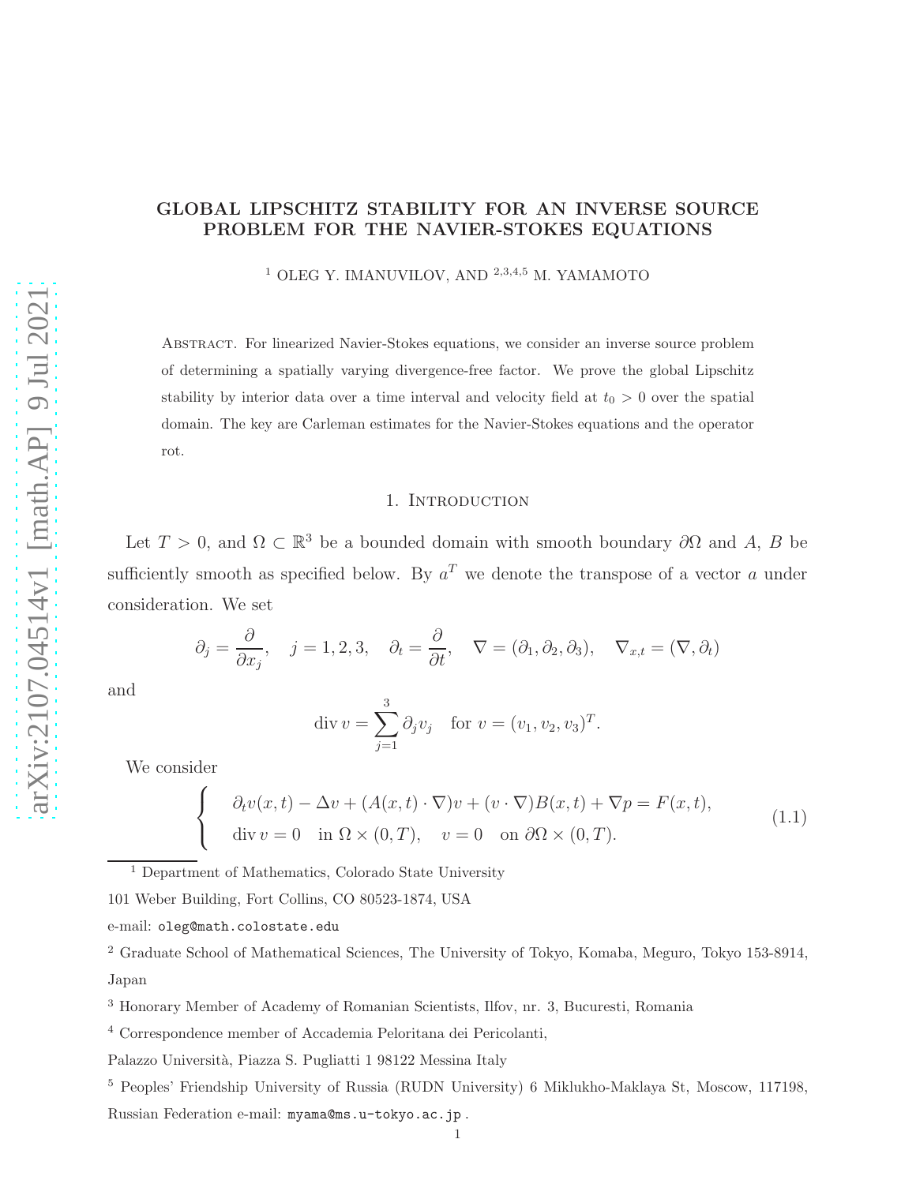# GLOBAL LIPSCHITZ STABILITY FOR AN INVERSE SOURCE PROBLEM FOR THE NAVIER-STOKES EQUATIONS

[1] OLEG Y. IMANUVILOV, AND [2,3,4,5] M. YAMAMOTO

ABSTRACT. For linearized Navier-Stokes equations, we consider an inverse source problem of determining a spatially varying divergence-free factor. We prove the global Lipschitz stability by interior data over a time interval and velocity field at $t_0 > 0$ over the spatial domain. The key are Carleman estimates for the Navier-Stokes equations and the operator rot.

## 1. Introduction

Let $T > 0$, and $\Omega \subset \mathbb{R}^3$ be a bounded domain with smooth boundary $\partial\Omega$ and $A$, $B$ be sufficiently smooth as specified below. By $a^T$ we denote the transpose of a vector $a$ under consideration. We set

$$\partial_j = \frac{\partial}{\partial x_j}, \quad j = 1, 2, 3, \quad \partial_t = \frac{\partial}{\partial t}, \quad \nabla = (\partial_1, \partial_2, \partial_3), \quad \nabla_{x,t} = (\nabla, \partial_t)$$

and

$$\mathrm{div}\, v = \sum_{j=1}^{3} \partial_j v_j \quad \text{for } v = (v_1, v_2, v_3)^T.$$

We consider

$$\begin{cases} \partial_t v(x,t) - \Delta v + (A(x,t) \cdot \nabla)v + (v \cdot \nabla)B(x,t) + \nabla p = F(x,t), \\ \mathrm{div}\, v = 0 \quad \text{in } \Omega \times (0,T), \quad v = 0 \quad \text{on } \partial\Omega \times (0,T). \end{cases} \tag{1.1}$$

[1] Department of Mathematics, Colorado State University
101 Weber Building, Fort Collins, CO 80523-1874, USA
e-mail: oleg@math.colostate.edu

[2] Graduate School of Mathematical Sciences, The University of Tokyo, Komaba, Meguro, Tokyo 153-8914, Japan

[3] Honorary Member of Academy of Romanian Scientists, Ilfov, nr. 3, Bucuresti, Romania

[4] Correspondence member of Accademia Peloritana dei Pericolanti,
Palazzo Università, Piazza S. Pugliatti 1 98122 Messina Italy

[5] Peoples' Friendship University of Russia (RUDN University) 6 Miklukho-Maklaya St, Moscow, 117198, Russian Federation e-mail: myama@ms.u-tokyo.ac.jp .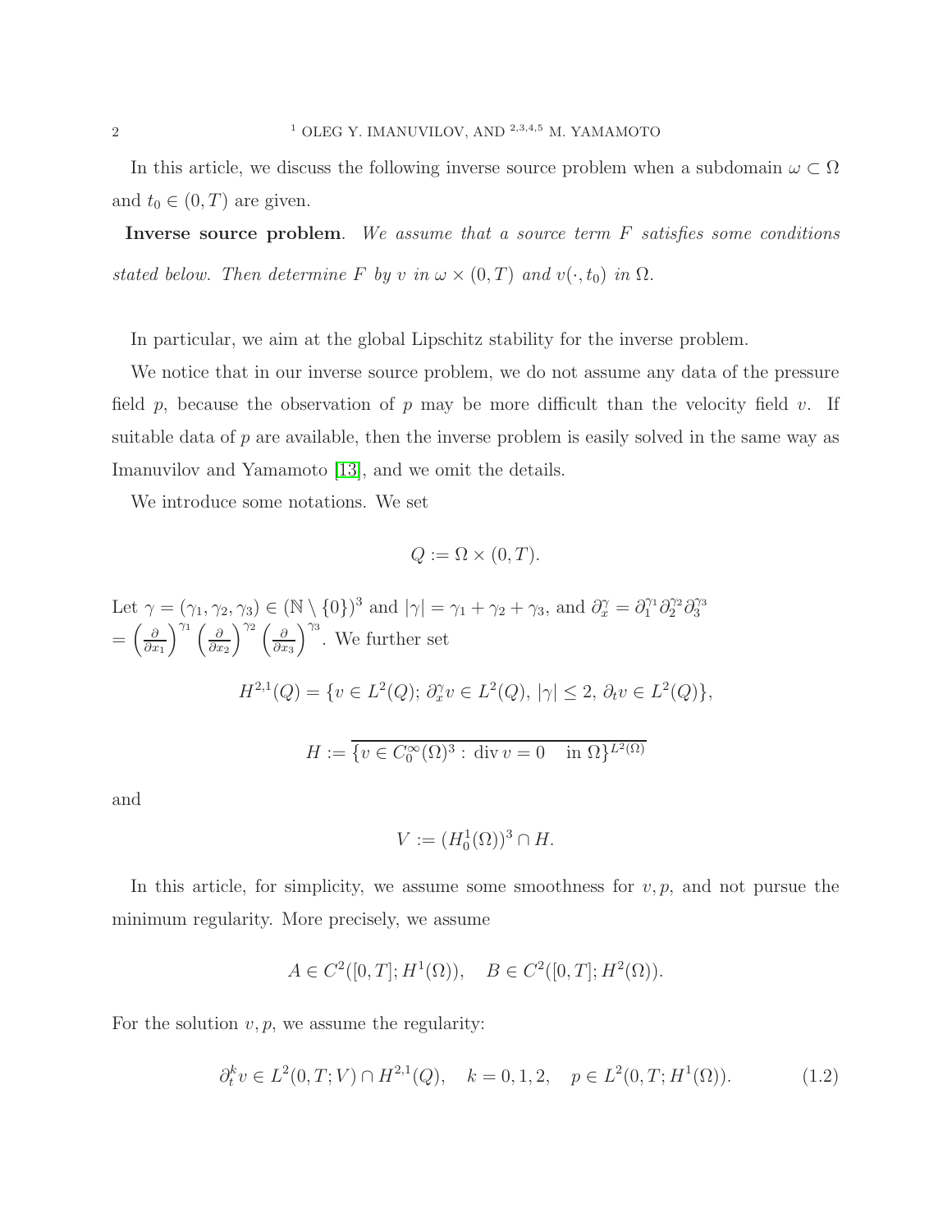In this article, we discuss the following inverse source problem when a subdomain $\omega \subset \Omega$ and $t_0 \in (0,T)$ are given.

**Inverse source problem**. *We assume that a source term $F$ satisfies some conditions stated below. Then determine $F$ by $v$ in $\omega \times (0,T)$ and $v(\cdot, t_0)$ in $\Omega$.*

In particular, we aim at the global Lipschitz stability for the inverse problem.

We notice that in our inverse source problem, we do not assume any data of the pressure field $p$, because the observation of $p$ may be more difficult than the velocity field $v$. If suitable data of $p$ are available, then the inverse problem is easily solved in the same way as Imanuvilov and Yamamoto [13], and we omit the details.

We introduce some notations. We set

$$Q := \Omega \times (0,T).$$

Let $\gamma = (\gamma_1, \gamma_2, \gamma_3) \in (\mathbb{N} \setminus \{0\})^3$ and $|\gamma| = \gamma_1 + \gamma_2 + \gamma_3$, and $\partial_x^\gamma = \partial_1^{\gamma_1}\partial_2^{\gamma_2}\partial_3^{\gamma_3}$ $= \left(\frac{\partial}{\partial x_1}\right)^{\gamma_1}\left(\frac{\partial}{\partial x_2}\right)^{\gamma_2}\left(\frac{\partial}{\partial x_3}\right)^{\gamma_3}$. We further set

$$H^{2,1}(Q) = \{v \in L^2(Q);\, \partial_x^\gamma v \in L^2(Q),\, |\gamma| \le 2,\, \partial_t v \in L^2(Q)\},$$

$$H := \overline{\{v \in C_0^\infty(\Omega)^3 :\, \mathrm{div}\, v = 0 \quad \text{in } \Omega\}}^{L^2(\Omega)}$$

and

$$V := (H_0^1(\Omega))^3 \cap H.$$

In this article, for simplicity, we assume some smoothness for $v, p$, and not pursue the minimum regularity. More precisely, we assume

$$A \in C^2([0,T]; H^1(\Omega)), \quad B \in C^2([0,T]; H^2(\Omega)).$$

For the solution $v, p$, we assume the regularity:

$$\partial_t^k v \in L^2(0,T;V) \cap H^{2,1}(Q), \quad k = 0,1,2, \quad p \in L^2(0,T;H^1(\Omega)). \tag{1.2}$$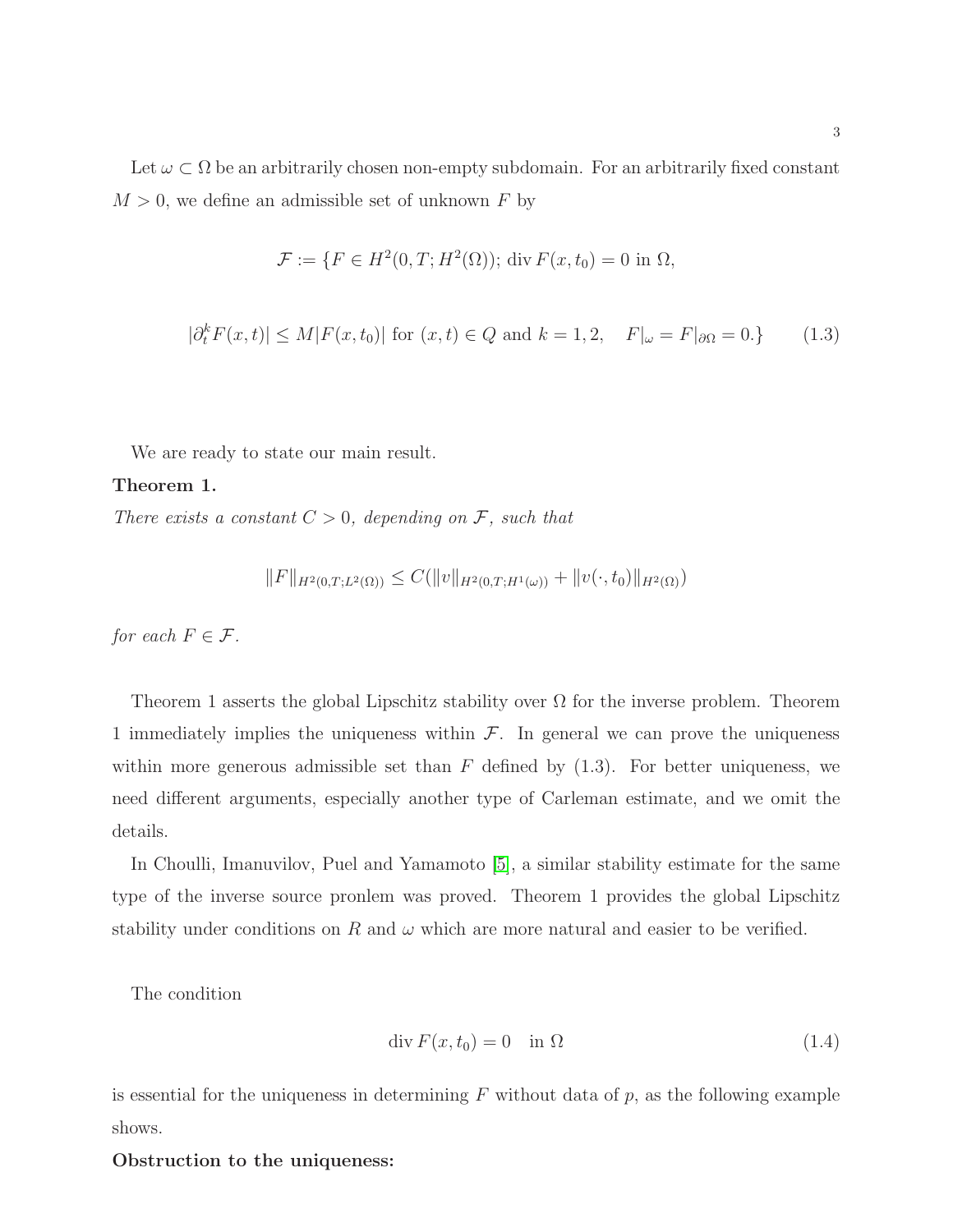Let $\omega \subset \Omega$ be an arbitrarily chosen non-empty subdomain. For an arbitrarily fixed constant $M > 0$, we define an admissible set of unknown $F$ by

$$
\mathcal{F} := \{F \in H^2(0,T;H^2(\Omega));\ \mathrm{div}\, F(x,t_0) = 0 \text{ in } \Omega,
$$

$$
|\partial_t^k F(x,t)| \le M|F(x,t_0)| \text{ for } (x,t) \in Q \text{ and } k = 1,2, \quad F|_\omega = F|_{\partial\Omega} = 0.\} \tag{1.3}
$$

We are ready to state our main result.

**Theorem 1.**

*There exists a constant $C > 0$, depending on $\mathcal{F}$, such that*

$$
\|F\|_{H^2(0,T;L^2(\Omega))} \le C(\|v\|_{H^2(0,T;H^1(\omega))} + \|v(\cdot,t_0)\|_{H^2(\Omega)})
$$

*for each $F \in \mathcal{F}$.*

Theorem 1 asserts the global Lipschitz stability over $\Omega$ for the inverse problem. Theorem 1 immediately implies the uniqueness within $\mathcal{F}$. In general we can prove the uniqueness within more generous admissible set than $F$ defined by (1.3). For better uniqueness, we need different arguments, especially another type of Carleman estimate, and we omit the details.

In Choulli, Imanuvilov, Puel and Yamamoto [5], a similar stability estimate for the same type of the inverse source pronlem was proved. Theorem 1 provides the global Lipschitz stability under conditions on $R$ and $\omega$ which are more natural and easier to be verified.

The condition

$$
\mathrm{div}\, F(x,t_0) = 0 \quad \text{in } \Omega \tag{1.4}
$$

is essential for the uniqueness in determining $F$ without data of $p$, as the following example shows.

**Obstruction to the uniqueness:**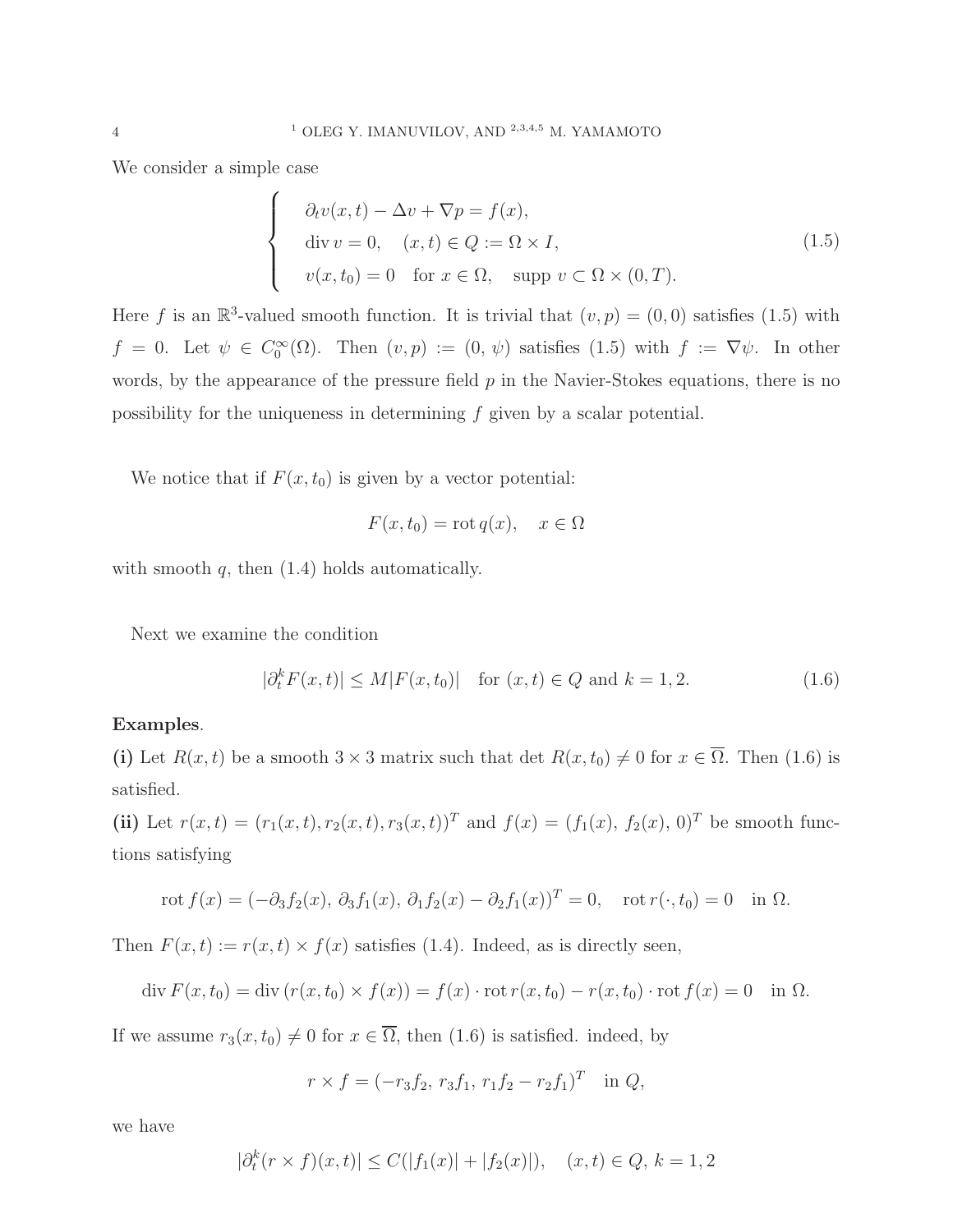We consider a simple case

$$
\begin{cases}
\partial_t v(x,t) - \Delta v + \nabla p = f(x), \\
\operatorname{div} v = 0, \quad (x,t) \in Q := \Omega \times I, \\
v(x,t_0) = 0 \quad \text{for } x \in \Omega, \quad \operatorname{supp} v \subset \Omega \times (0,T).
\end{cases}
\tag{1.5}
$$

Here $f$ is an $\mathbb{R}^3$-valued smooth function. It is trivial that $(v,p) = (0,0)$ satisfies (1.5) with $f = 0$. Let $\psi \in C_0^\infty(\Omega)$. Then $(v,p) := (0,\, \psi)$ satisfies (1.5) with $f := \nabla\psi$. In other words, by the appearance of the pressure field $p$ in the Navier-Stokes equations, there is no possibility for the uniqueness in determining $f$ given by a scalar potential.

We notice that if $F(x,t_0)$ is given by a vector potential:

$$
F(x,t_0) = \operatorname{rot} q(x), \quad x \in \Omega
$$

with smooth $q$, then (1.4) holds automatically.

Next we examine the condition

$$
|\partial_t^k F(x,t)| \le M |F(x,t_0)| \quad \text{for } (x,t) \in Q \text{ and } k = 1,2. \tag{1.6}
$$

**Examples**.

**(i)** Let $R(x,t)$ be a smooth $3 \times 3$ matrix such that $\det R(x,t_0) \ne 0$ for $x \in \overline{\Omega}$. Then (1.6) is satisfied.

**(ii)** Let $r(x,t) = (r_1(x,t), r_2(x,t), r_3(x,t))^T$ and $f(x) = (f_1(x),\, f_2(x),\, 0)^T$ be smooth functions satisfying

$$
\operatorname{rot} f(x) = (-\partial_3 f_2(x),\, \partial_3 f_1(x),\, \partial_1 f_2(x) - \partial_2 f_1(x))^T = 0, \quad \operatorname{rot} r(\cdot,t_0) = 0 \quad \text{in } \Omega.
$$

Then $F(x,t) := r(x,t) \times f(x)$ satisfies (1.4). Indeed, as is directly seen,

$$
\operatorname{div} F(x,t_0) = \operatorname{div}(r(x,t_0) \times f(x)) = f(x) \cdot \operatorname{rot} r(x,t_0) - r(x,t_0) \cdot \operatorname{rot} f(x) = 0 \quad \text{in } \Omega.
$$

If we assume $r_3(x,t_0) \ne 0$ for $x \in \overline{\Omega}$, then (1.6) is satisfied. indeed, by

$$
r \times f = (-r_3 f_2,\, r_3 f_1,\, r_1 f_2 - r_2 f_1)^T \quad \text{in } Q,
$$

we have

$$
|\partial_t^k (r \times f)(x,t)| \le C(|f_1(x)| + |f_2(x)|), \quad (x,t) \in Q,\ k = 1,2
$$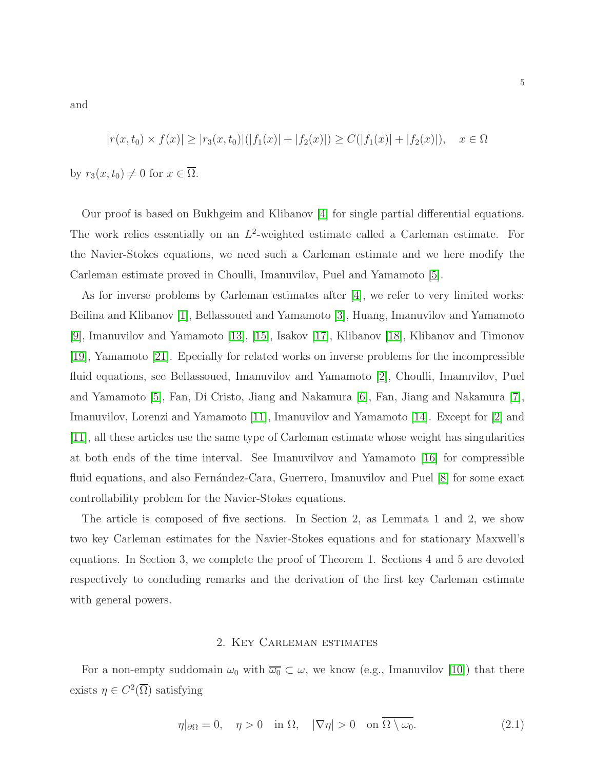and

$$|r(x,t_0) \times f(x)| \ge |r_3(x,t_0)|(|f_1(x)| + |f_2(x)|) \ge C(|f_1(x)| + |f_2(x)|), \quad x \in \Omega$$

by $r_3(x,t_0) \ne 0$ for $x \in \overline{\Omega}$.

Our proof is based on Bukhgeim and Klibanov [4] for single partial differential equations. The work relies essentially on an $L^2$-weighted estimate called a Carleman estimate. For the Navier-Stokes equations, we need such a Carleman estimate and we here modify the Carleman estimate proved in Choulli, Imanuvilov, Puel and Yamamoto [5].

As for inverse problems by Carleman estimates after [4], we refer to very limited works: Beilina and Klibanov [1], Bellassoued and Yamamoto [3], Huang, Imanuvilov and Yamamoto [9], Imanuvilov and Yamamoto [13], [15], Isakov [17], Klibanov [18], Klibanov and Timonov [19], Yamamoto [21]. Epecially for related works on inverse problems for the incompressible fluid equations, see Bellassoued, Imanuvilov and Yamamoto [2], Choulli, Imanuvilov, Puel and Yamamoto [5], Fan, Di Cristo, Jiang and Nakamura [6], Fan, Jiang and Nakamura [7], Imanuvilov, Lorenzi and Yamamoto [11], Imanuvilov and Yamamoto [14]. Except for [2] and [11], all these articles use the same type of Carleman estimate whose weight has singularities at both ends of the time interval. See Imanuvilvov and Yamamoto [16] for compressible fluid equations, and also Fernández-Cara, Guerrero, Imanuvilov and Puel [8] for some exact controllability problem for the Navier-Stokes equations.

The article is composed of five sections. In Section 2, as Lemmata 1 and 2, we show two key Carleman estimates for the Navier-Stokes equations and for stationary Maxwell's equations. In Section 3, we complete the proof of Theorem 1. Sections 4 and 5 are devoted respectively to concluding remarks and the derivation of the first key Carleman estimate with general powers.

## 2. Key Carleman estimates

For a non-empty suddomain $\omega_0$ with $\overline{\omega_0} \subset \omega$, we know (e.g., Imanuvilov [10]) that there exists $\eta \in C^2(\overline{\Omega})$ satisfying

$$\eta|_{\partial\Omega} = 0, \quad \eta > 0 \quad \text{in } \Omega, \quad |\nabla\eta| > 0 \quad \text{on } \overline{\Omega \setminus \omega_0}. \tag{2.1}$$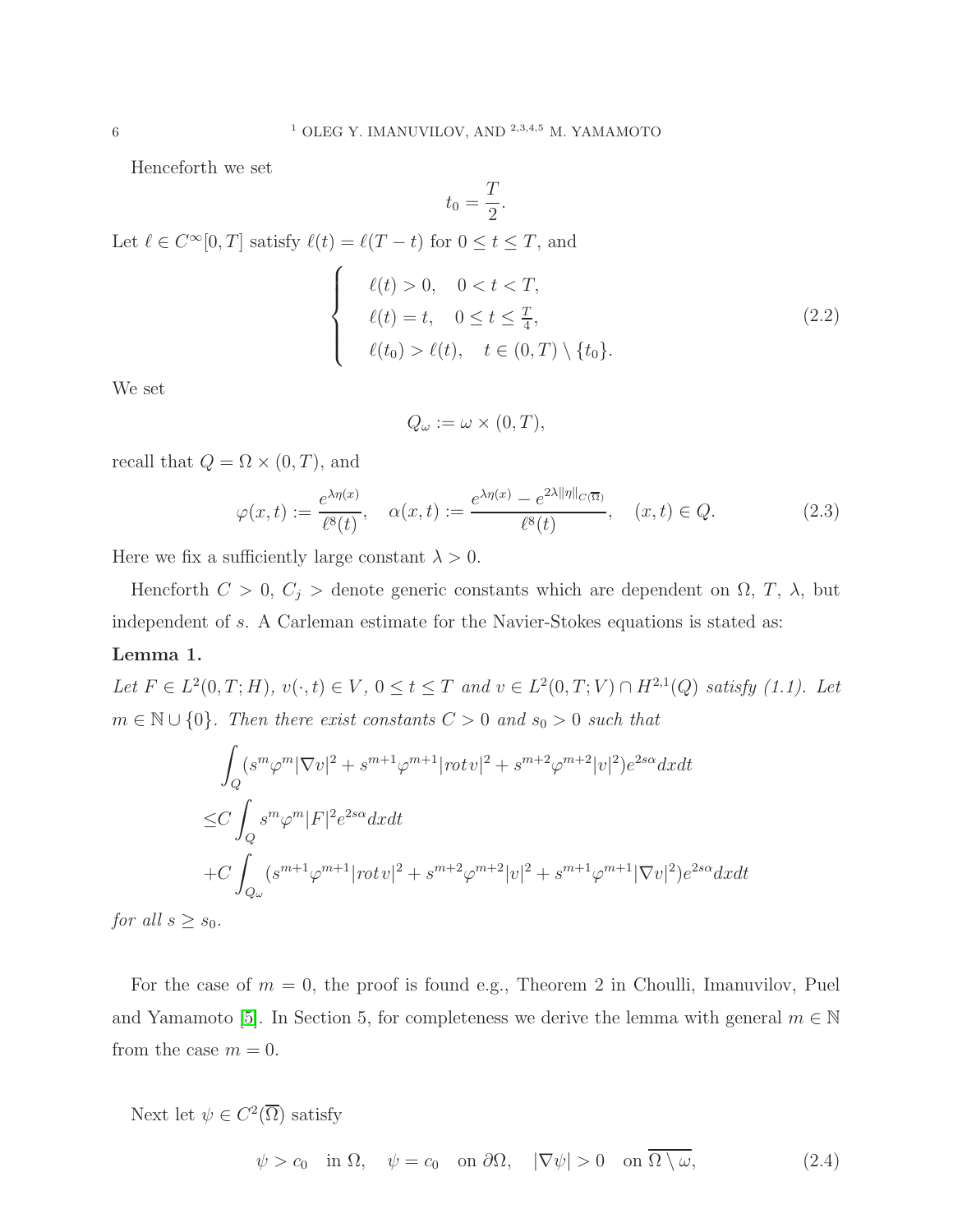Henceforth we set

$$t_0 = \frac{T}{2}.$$

Let $\ell \in C^\infty[0,T]$ satisfy $\ell(t) = \ell(T-t)$ for $0 \le t \le T$, and

$$\begin{cases} \ell(t) > 0, \quad 0 < t < T, \\ \ell(t) = t, \quad 0 \le t \le \frac{T}{4}, \\ \ell(t_0) > \ell(t), \quad t \in (0,T) \setminus \{t_0\}. \end{cases} \tag{2.2}$$

We set

$$Q_\omega := \omega \times (0,T),$$

recall that $Q = \Omega \times (0,T)$, and

$$\varphi(x,t) := \frac{e^{\lambda\eta(x)}}{\ell^8(t)}, \quad \alpha(x,t) := \frac{e^{\lambda\eta(x)} - e^{2\lambda\|\eta\|_{C(\overline{\Omega})}}}{\ell^8(t)}, \quad (x,t) \in Q. \tag{2.3}$$

Here we fix a sufficiently large constant $\lambda > 0$.

Hencforth $C > 0$, $C_j >$ denote generic constants which are dependent on $\Omega$, $T$, $\lambda$, but independent of $s$. A Carleman estimate for the Navier-Stokes equations is stated as:

**Lemma 1.**

*Let $F \in L^2(0,T;H)$, $v(\cdot,t) \in V$, $0 \le t \le T$ and $v \in L^2(0,T;V) \cap H^{2,1}(Q)$ satisfy (1.1). Let $m \in \mathbb{N} \cup \{0\}$. Then there exist constants $C > 0$ and $s_0 > 0$ such that*

$$\begin{aligned} &\int_Q (s^m\varphi^m|\nabla v|^2 + s^{m+1}\varphi^{m+1}|rot\, v|^2 + s^{m+2}\varphi^{m+2}|v|^2)e^{2s\alpha}dxdt \\ \le& C\int_Q s^m\varphi^m|F|^2e^{2s\alpha}dxdt \\ &+ C\int_{Q_\omega}(s^{m+1}\varphi^{m+1}|rot\, v|^2 + s^{m+2}\varphi^{m+2}|v|^2 + s^{m+1}\varphi^{m+1}|\nabla v|^2)e^{2s\alpha}dxdt \end{aligned}$$

*for all $s \ge s_0$.*

For the case of $m = 0$, the proof is found e.g., Theorem 2 in Choulli, Imanuvilov, Puel and Yamamoto [5]. In Section 5, for completeness we derive the lemma with general $m \in \mathbb{N}$ from the case $m = 0$.

Next let $\psi \in C^2(\overline{\Omega})$ satisfy

$$\psi > c_0 \quad \text{in } \Omega, \quad \psi = c_0 \quad \text{on } \partial\Omega, \quad |\nabla\psi| > 0 \quad \text{on } \overline{\Omega \setminus \omega}, \tag{2.4}$$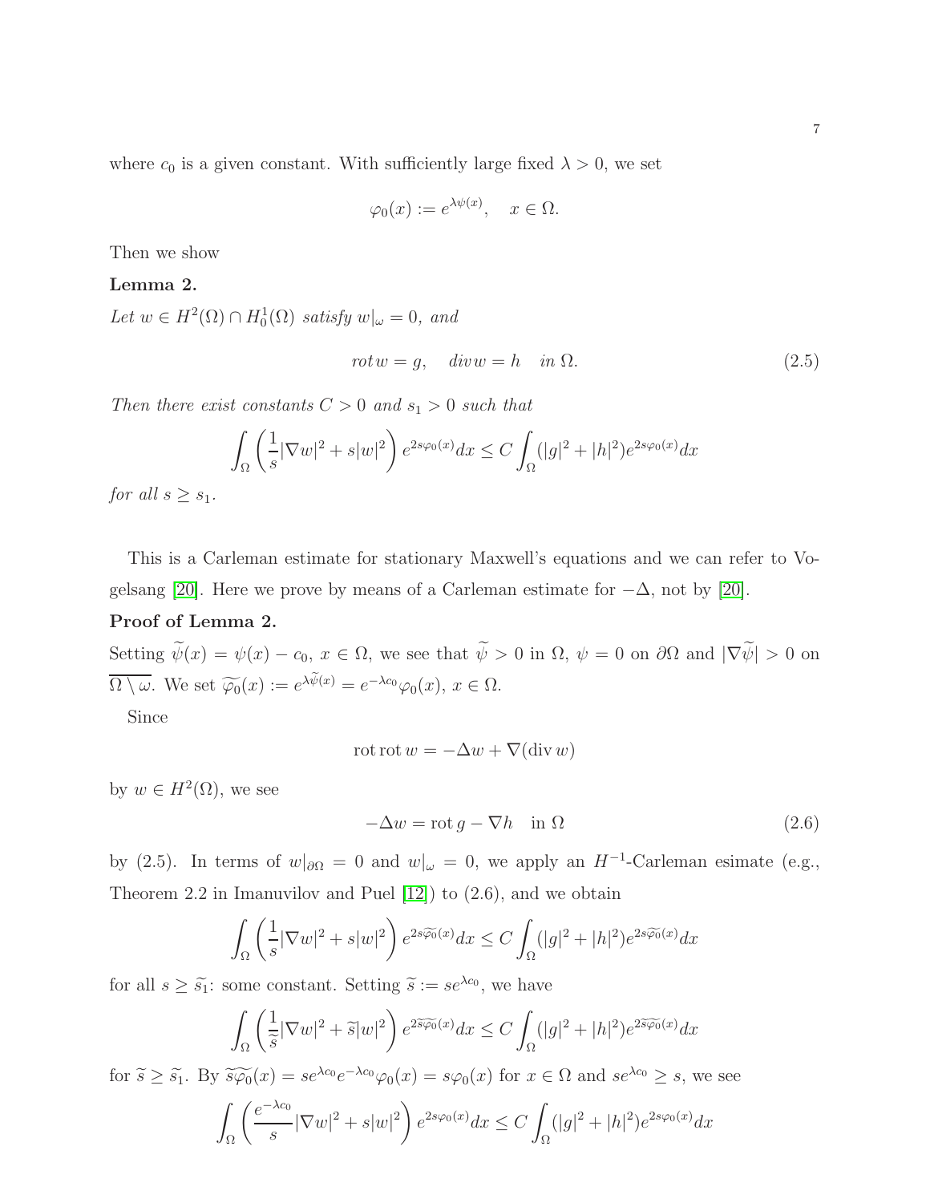where $c_0$ is a given constant. With sufficiently large fixed $\lambda > 0$, we set

$$\varphi_0(x) := e^{\lambda\psi(x)}, \quad x \in \Omega.$$

Then we show

**Lemma 2.**

*Let $w \in H^2(\Omega) \cap H_0^1(\Omega)$ satisfy $w|_\omega = 0$, and*

$$rot\, w = g, \quad div\, w = h \quad in\ \Omega. \tag{2.5}$$

*Then there exist constants $C > 0$ and $s_1 > 0$ such that*

$$\int_\Omega \left( \frac{1}{s}|\nabla w|^2 + s|w|^2 \right) e^{2s\varphi_0(x)} dx \le C \int_\Omega (|g|^2 + |h|^2) e^{2s\varphi_0(x)} dx$$

*for all $s \ge s_1$.*

This is a Carleman estimate for stationary Maxwell's equations and we can refer to Vogelsang [20]. Here we prove by means of a Carleman estimate for $-\Delta$, not by [20].

**Proof of Lemma 2.**

Setting $\widetilde{\psi}(x) = \psi(x) - c_0$, $x \in \Omega$, we see that $\widetilde{\psi} > 0$ in $\Omega$, $\psi = 0$ on $\partial\Omega$ and $|\nabla\widetilde{\psi}| > 0$ on $\overline{\Omega \setminus \omega}$. We set $\widetilde{\varphi_0}(x) := e^{\lambda\widetilde{\psi}(x)} = e^{-\lambda c_0}\varphi_0(x)$, $x \in \Omega$.

Since

$$\mathrm{rot}\,\mathrm{rot}\, w = -\Delta w + \nabla(\mathrm{div}\, w)$$

by $w \in H^2(\Omega)$, we see

$$-\Delta w = \mathrm{rot}\, g - \nabla h \quad \text{in } \Omega \tag{2.6}$$

by (2.5). In terms of $w|_{\partial\Omega} = 0$ and $w|_\omega = 0$, we apply an $H^{-1}$-Carleman esimate (e.g., Theorem 2.2 in Imanuvilov and Puel [12]) to (2.6), and we obtain

$$\int_\Omega \left( \frac{1}{s}|\nabla w|^2 + s|w|^2 \right) e^{2s\widetilde{\varphi_0}(x)} dx \le C \int_\Omega (|g|^2 + |h|^2) e^{2s\widetilde{\varphi_0}(x)} dx$$

for all $s \ge \widetilde{s_1}$: some constant. Setting $\widetilde{s} := se^{\lambda c_0}$, we have

$$\int_\Omega \left( \frac{1}{\widetilde{s}}|\nabla w|^2 + \widetilde{s}|w|^2 \right) e^{2\widetilde{s}\widetilde{\varphi_0}(x)} dx \le C \int_\Omega (|g|^2 + |h|^2) e^{2\widetilde{s}\widetilde{\varphi_0}(x)} dx$$

for $\widetilde{s} \ge \widetilde{s_1}$. By $\widetilde{s}\widetilde{\varphi_0}(x) = se^{\lambda c_0}e^{-\lambda c_0}\varphi_0(x) = s\varphi_0(x)$ for $x \in \Omega$ and $se^{\lambda c_0} \ge s$, we see

$$\int_\Omega \left( \frac{e^{-\lambda c_0}}{s}|\nabla w|^2 + s|w|^2 \right) e^{2s\varphi_0(x)} dx \le C \int_\Omega (|g|^2 + |h|^2) e^{2s\varphi_0(x)} dx$$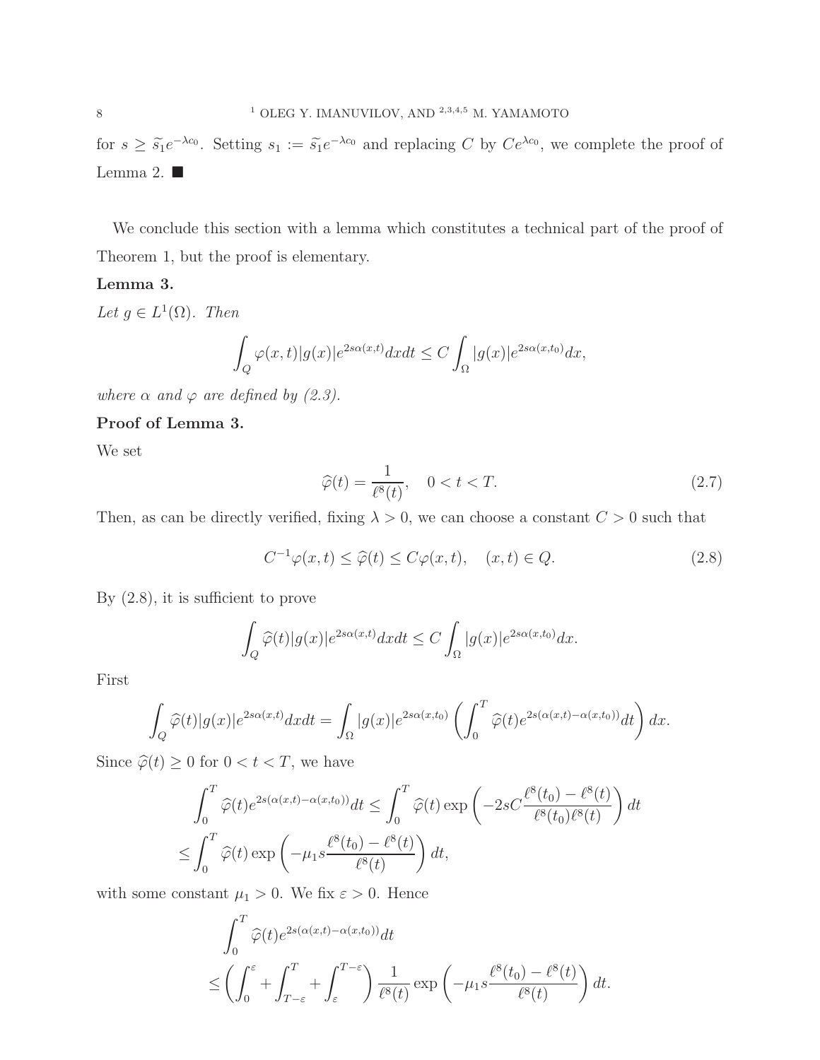for $s \ge \widetilde{s_1}e^{-\lambda c_0}$. Setting $s_1 := \widetilde{s_1}e^{-\lambda c_0}$ and replacing $C$ by $Ce^{\lambda c_0}$, we complete the proof of Lemma 2. ■

We conclude this section with a lemma which constitutes a technical part of the proof of Theorem 1, but the proof is elementary.

**Lemma 3.**

*Let $g \in L^1(\Omega)$. Then*

$$\int_Q \varphi(x,t)|g(x)|e^{2s\alpha(x,t)}dxdt \le C\int_\Omega |g(x)|e^{2s\alpha(x,t_0)}dx,$$

*where $\alpha$ and $\varphi$ are defined by (2.3).*

**Proof of Lemma 3.**

We set

$$\widehat{\varphi}(t) = \frac{1}{\ell^8(t)}, \quad 0 < t < T. \tag{2.7}$$

Then, as can be directly verified, fixing $\lambda > 0$, we can choose a constant $C > 0$ such that

$$C^{-1}\varphi(x,t) \le \widehat{\varphi}(t) \le C\varphi(x,t), \quad (x,t) \in Q. \tag{2.8}$$

By (2.8), it is sufficient to prove

$$\int_Q \widehat{\varphi}(t)|g(x)|e^{2s\alpha(x,t)}dxdt \le C\int_\Omega |g(x)|e^{2s\alpha(x,t_0)}dx.$$

First

$$\int_Q \widehat{\varphi}(t)|g(x)|e^{2s\alpha(x,t)}dxdt = \int_\Omega |g(x)|e^{2s\alpha(x,t_0)}\left(\int_0^T \widehat{\varphi}(t)e^{2s(\alpha(x,t)-\alpha(x,t_0))}dt\right)dx.$$

Since $\widehat{\varphi}(t) \ge 0$ for $0 < t < T$, we have

$$\int_0^T \widehat{\varphi}(t)e^{2s(\alpha(x,t)-\alpha(x,t_0))}dt \le \int_0^T \widehat{\varphi}(t)\exp\left(-2sC\frac{\ell^8(t_0)-\ell^8(t)}{\ell^8(t_0)\ell^8(t)}\right)dt$$

$$\le \int_0^T \widehat{\varphi}(t)\exp\left(-\mu_1 s\frac{\ell^8(t_0)-\ell^8(t)}{\ell^8(t)}\right)dt,$$

with some constant $\mu_1 > 0$. We fix $\varepsilon > 0$. Hence

$$\int_0^T \widehat{\varphi}(t)e^{2s(\alpha(x,t)-\alpha(x,t_0))}dt$$

$$\le \left(\int_0^\varepsilon + \int_{T-\varepsilon}^T + \int_\varepsilon^{T-\varepsilon}\right)\frac{1}{\ell^8(t)}\exp\left(-\mu_1 s\frac{\ell^8(t_0)-\ell^8(t)}{\ell^8(t)}\right)dt.$$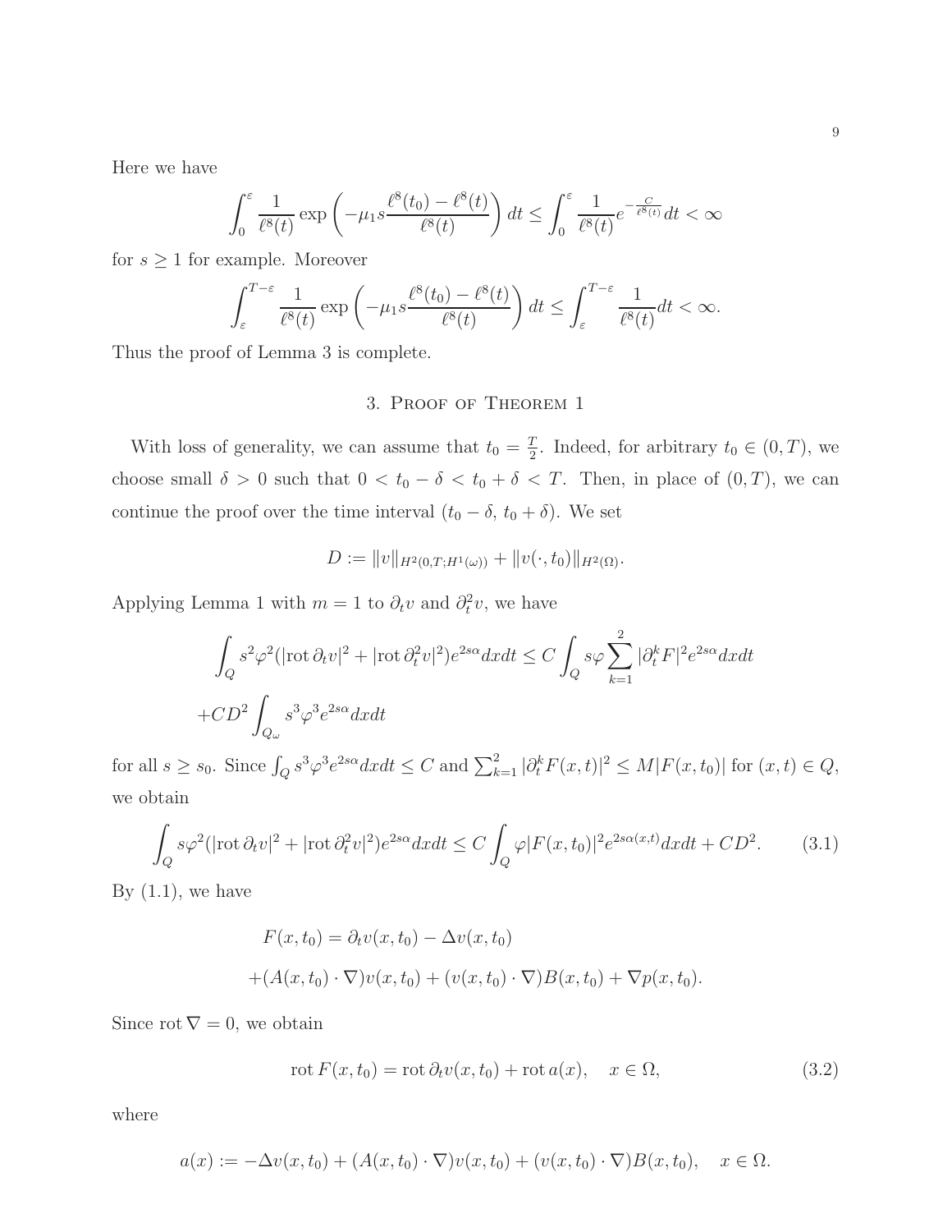Here we have

$$\int_0^{\varepsilon} \frac{1}{\ell^8(t)} \exp\left(-\mu_1 s \frac{\ell^8(t_0) - \ell^8(t)}{\ell^8(t)}\right) dt \le \int_0^{\varepsilon} \frac{1}{\ell^8(t)} e^{-\frac{C}{\ell^8(t)}} dt < \infty$$

for $s \ge 1$ for example. Moreover

$$\int_{\varepsilon}^{T-\varepsilon} \frac{1}{\ell^8(t)} \exp\left(-\mu_1 s \frac{\ell^8(t_0) - \ell^8(t)}{\ell^8(t)}\right) dt \le \int_{\varepsilon}^{T-\varepsilon} \frac{1}{\ell^8(t)} dt < \infty.$$

Thus the proof of Lemma 3 is complete.

## 3. Proof of Theorem 1

With loss of generality, we can assume that $t_0 = \frac{T}{2}$. Indeed, for arbitrary $t_0 \in (0, T)$, we choose small $\delta > 0$ such that $0 < t_0 - \delta < t_0 + \delta < T$. Then, in place of $(0, T)$, we can continue the proof over the time interval $(t_0 - \delta,\, t_0 + \delta)$. We set

$$D := \|v\|_{H^2(0,T;H^1(\omega))} + \|v(\cdot, t_0)\|_{H^2(\Omega)}.$$

Applying Lemma 1 with $m = 1$ to $\partial_t v$ and $\partial_t^2 v$, we have

$$\int_Q s^2\varphi^2(|\mathrm{rot}\,\partial_t v|^2 + |\mathrm{rot}\,\partial_t^2 v|^2)e^{2s\alpha} dxdt \le C \int_Q s\varphi \sum_{k=1}^{2} |\partial_t^k F|^2 e^{2s\alpha} dxdt$$
$$+ CD^2 \int_{Q_\omega} s^3\varphi^3 e^{2s\alpha} dxdt$$

for all $s \ge s_0$. Since $\int_Q s^3\varphi^3 e^{2s\alpha} dxdt \le C$ and $\sum_{k=1}^{2} |\partial_t^k F(x,t)|^2 \le M|F(x,t_0)|$ for $(x,t) \in Q$, we obtain

$$\int_Q s\varphi^2(|\mathrm{rot}\,\partial_t v|^2 + |\mathrm{rot}\,\partial_t^2 v|^2)e^{2s\alpha} dxdt \le C \int_Q \varphi |F(x,t_0)|^2 e^{2s\alpha(x,t)} dxdt + CD^2. \tag{3.1}$$

By (1.1), we have

$$F(x,t_0) = \partial_t v(x,t_0) - \Delta v(x,t_0)$$
$$+ (A(x,t_0)\cdot\nabla)v(x,t_0) + (v(x,t_0)\cdot\nabla)B(x,t_0) + \nabla p(x,t_0).$$

Since $\mathrm{rot}\,\nabla = 0$, we obtain

$$\mathrm{rot}\, F(x,t_0) = \mathrm{rot}\,\partial_t v(x,t_0) + \mathrm{rot}\, a(x), \quad x \in \Omega, \tag{3.2}$$

where

$$a(x) := -\Delta v(x,t_0) + (A(x,t_0)\cdot\nabla)v(x,t_0) + (v(x,t_0)\cdot\nabla)B(x,t_0), \quad x \in \Omega.$$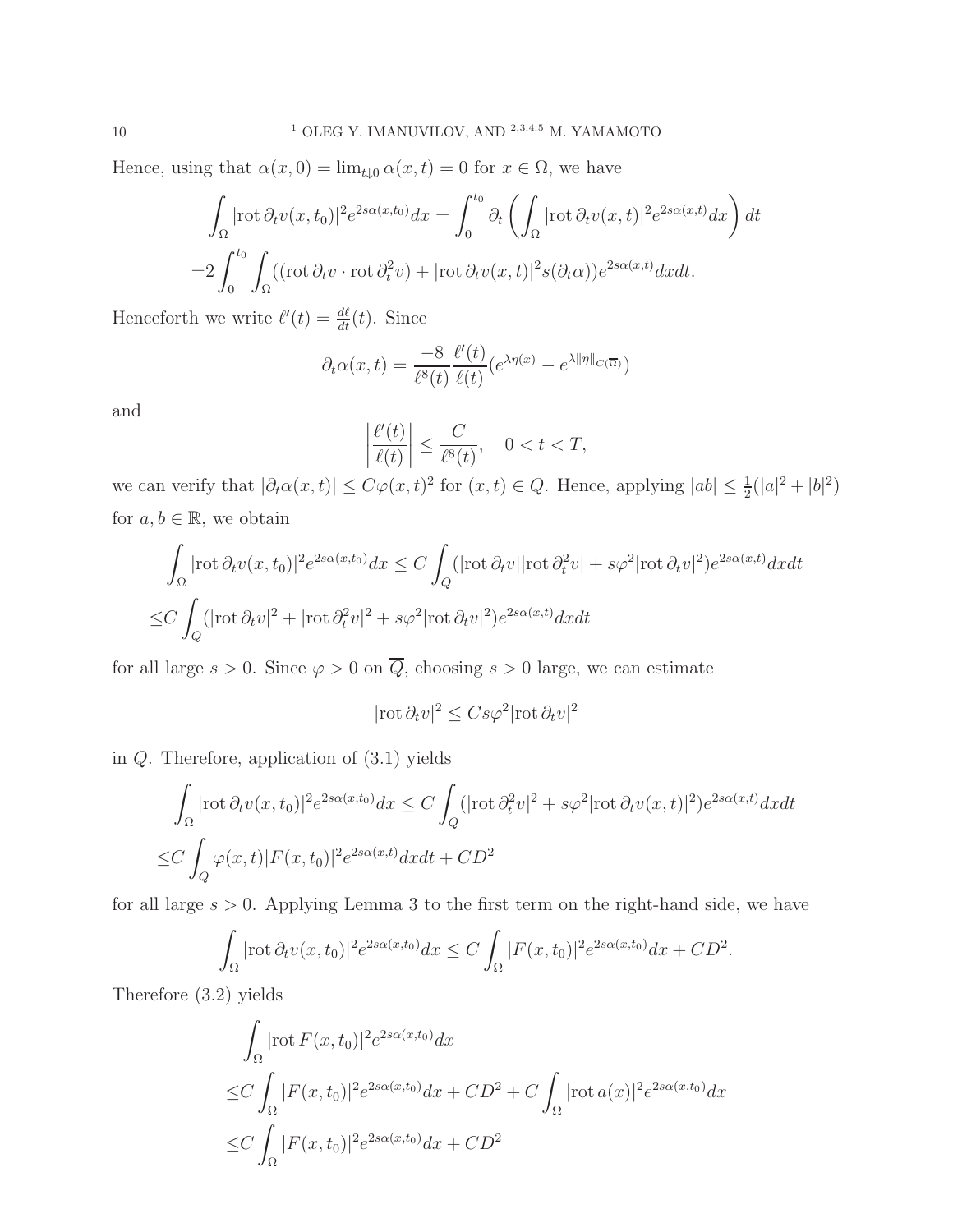Hence, using that $\alpha(x,0) = \lim_{t\downarrow 0} \alpha(x,t) = 0$ for $x \in \Omega$, we have

$$\int_\Omega |\mathrm{rot}\, \partial_t v(x,t_0)|^2 e^{2s\alpha(x,t_0)} dx = \int_0^{t_0} \partial_t \left( \int_\Omega |\mathrm{rot}\, \partial_t v(x,t)|^2 e^{2s\alpha(x,t)} dx \right) dt$$

$$= 2\int_0^{t_0} \int_\Omega ((\mathrm{rot}\, \partial_t v \cdot \mathrm{rot}\, \partial_t^2 v) + |\mathrm{rot}\, \partial_t v(x,t)|^2 s(\partial_t \alpha)) e^{2s\alpha(x,t)} dx dt.$$

Henceforth we write $\ell'(t) = \frac{d\ell}{dt}(t)$. Since

$$\partial_t \alpha(x,t) = \frac{-8}{\ell^8(t)} \frac{\ell'(t)}{\ell(t)} (e^{\lambda \eta(x)} - e^{\lambda \|\eta\|_{C(\overline{\Omega})}})$$

and

$$\left| \frac{\ell'(t)}{\ell(t)} \right| \le \frac{C}{\ell^8(t)}, \quad 0 < t < T,$$

we can verify that $|\partial_t \alpha(x,t)| \le C\varphi(x,t)^2$ for $(x,t) \in Q$. Hence, applying $|ab| \le \frac{1}{2}(|a|^2 + |b|^2)$ for $a, b \in \mathbb{R}$, we obtain

$$\int_\Omega |\mathrm{rot}\, \partial_t v(x,t_0)|^2 e^{2s\alpha(x,t_0)} dx \le C \int_Q (|\mathrm{rot}\, \partial_t v||\mathrm{rot}\, \partial_t^2 v| + s\varphi^2 |\mathrm{rot}\, \partial_t v|^2) e^{2s\alpha(x,t)} dx dt$$

$$\le C \int_Q (|\mathrm{rot}\, \partial_t v|^2 + |\mathrm{rot}\, \partial_t^2 v|^2 + s\varphi^2 |\mathrm{rot}\, \partial_t v|^2) e^{2s\alpha(x,t)} dx dt$$

for all large $s > 0$. Since $\varphi > 0$ on $\overline{Q}$, choosing $s > 0$ large, we can estimate

$$|\mathrm{rot}\, \partial_t v|^2 \le Cs\varphi^2 |\mathrm{rot}\, \partial_t v|^2$$

in $Q$. Therefore, application of (3.1) yields

$$\int_\Omega |\mathrm{rot}\, \partial_t v(x,t_0)|^2 e^{2s\alpha(x,t_0)} dx \le C \int_Q (|\mathrm{rot}\, \partial_t^2 v|^2 + s\varphi^2 |\mathrm{rot}\, \partial_t v(x,t)|^2) e^{2s\alpha(x,t)} dx dt$$

$$\le C \int_Q \varphi(x,t) |F(x,t_0)|^2 e^{2s\alpha(x,t)} dx dt + CD^2$$

for all large $s > 0$. Applying Lemma 3 to the first term on the right-hand side, we have

$$\int_\Omega |\mathrm{rot}\, \partial_t v(x,t_0)|^2 e^{2s\alpha(x,t_0)} dx \le C \int_\Omega |F(x,t_0)|^2 e^{2s\alpha(x,t_0)} dx + CD^2.$$

Therefore (3.2) yields

$$\int_\Omega |\mathrm{rot}\, F(x,t_0)|^2 e^{2s\alpha(x,t_0)} dx$$

$$\le C \int_\Omega |F(x,t_0)|^2 e^{2s\alpha(x,t_0)} dx + CD^2 + C \int_\Omega |\mathrm{rot}\, a(x)|^2 e^{2s\alpha(x,t_0)} dx$$

$$\le C \int_\Omega |F(x,t_0)|^2 e^{2s\alpha(x,t_0)} dx + CD^2$$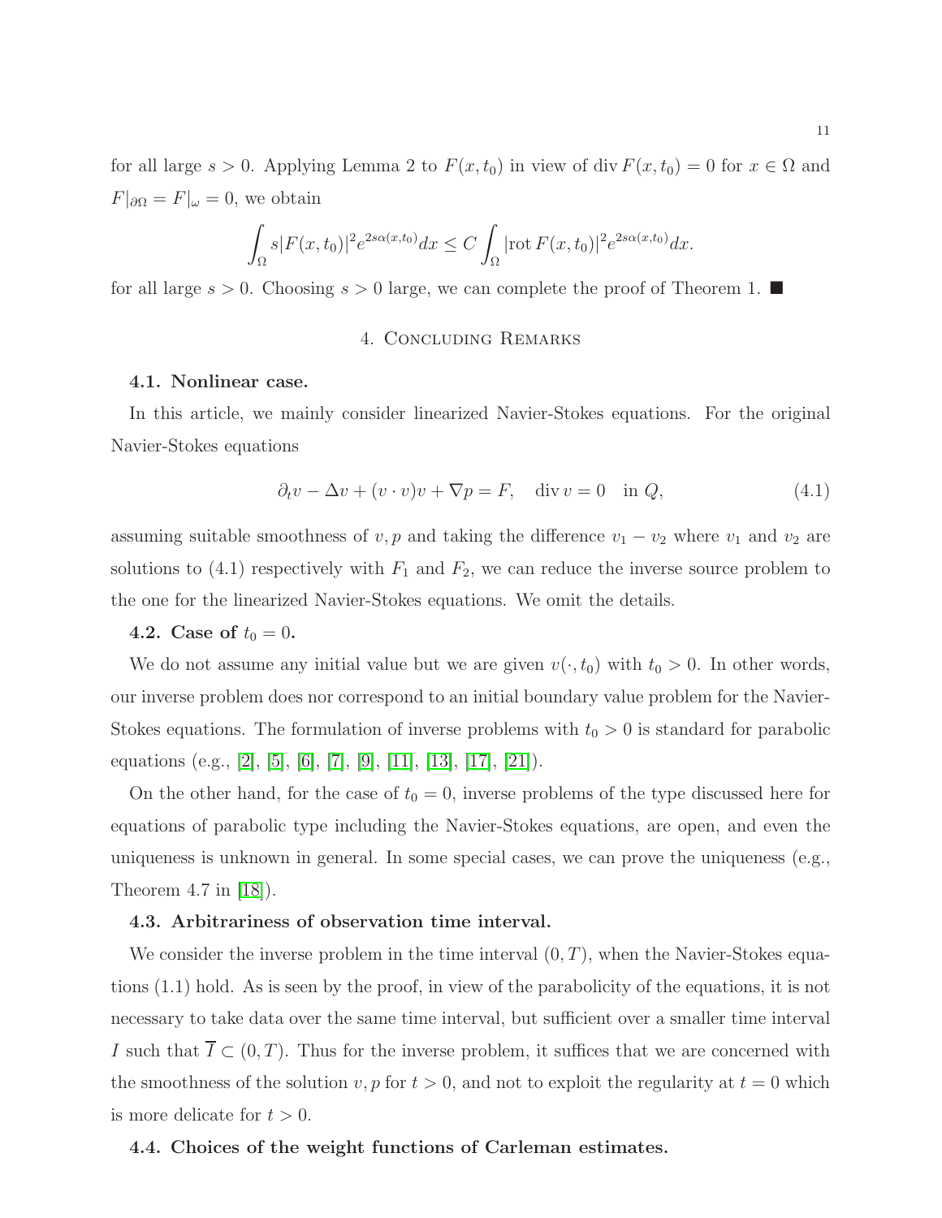for all large $s > 0$. Applying Lemma 2 to $F(x, t_0)$ in view of $\mathrm{div}\, F(x, t_0) = 0$ for $x \in \Omega$ and $F|_{\partial\Omega} = F|_\omega = 0$, we obtain

$$\int_\Omega s|F(x,t_0)|^2 e^{2s\alpha(x,t_0)} dx \le C \int_\Omega |\mathrm{rot}\, F(x,t_0)|^2 e^{2s\alpha(x,t_0)} dx.$$

for all large $s > 0$. Choosing $s > 0$ large, we can complete the proof of Theorem 1. ■

## 4. Concluding Remarks

**4.1. Nonlinear case.**

In this article, we mainly consider linearized Navier-Stokes equations. For the original Navier-Stokes equations

$$\partial_t v - \Delta v + (v \cdot v)v + \nabla p = F, \quad \mathrm{div}\, v = 0 \quad \text{in } Q, \tag{4.1}$$

assuming suitable smoothness of $v, p$ and taking the difference $v_1 - v_2$ where $v_1$ and $v_2$ are solutions to (4.1) respectively with $F_1$ and $F_2$, we can reduce the inverse source problem to the one for the linearized Navier-Stokes equations. We omit the details.

**4.2. Case of $t_0 = 0$.**

We do not assume any initial value but we are given $v(\cdot, t_0)$ with $t_0 > 0$. In other words, our inverse problem does nor correspond to an initial boundary value problem for the Navier-Stokes equations. The formulation of inverse problems with $t_0 > 0$ is standard for parabolic equations (e.g., [2], [5], [6], [7], [9], [11], [13], [17], [21]).

On the other hand, for the case of $t_0 = 0$, inverse problems of the type discussed here for equations of parabolic type including the Navier-Stokes equations, are open, and even the uniqueness is unknown in general. In some special cases, we can prove the uniqueness (e.g., Theorem 4.7 in [18]).

**4.3. Arbitrariness of observation time interval.**

We consider the inverse problem in the time interval $(0, T)$, when the Navier-Stokes equations (1.1) hold. As is seen by the proof, in view of the parabolicity of the equations, it is not necessary to take data over the same time interval, but sufficient over a smaller time interval $I$ such that $\overline{I} \subset (0, T)$. Thus for the inverse problem, it suffices that we are concerned with the smoothness of the solution $v, p$ for $t > 0$, and not to exploit the regularity at $t = 0$ which is more delicate for $t > 0$.

**4.4. Choices of the weight functions of Carleman estimates.**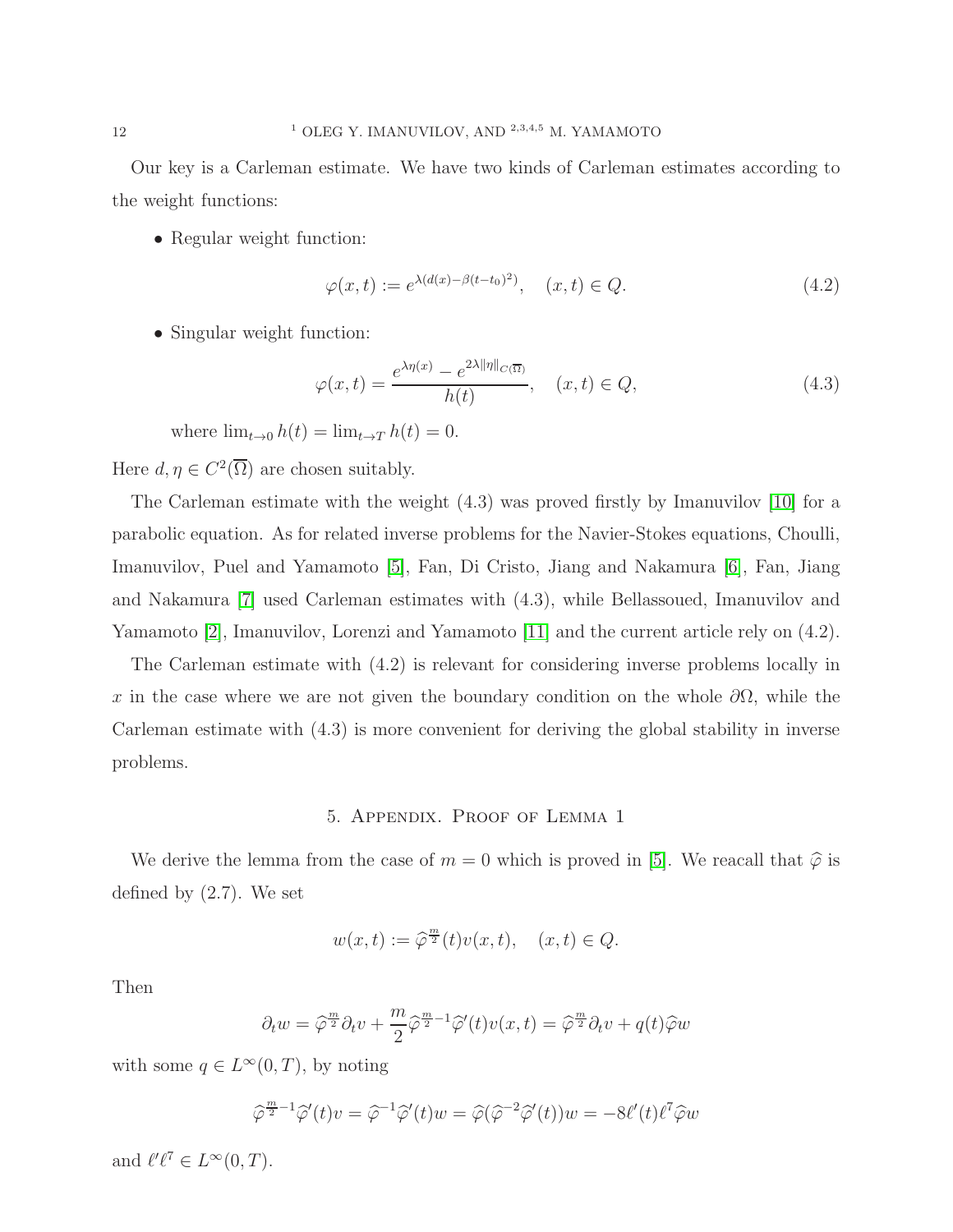Our key is a Carleman estimate. We have two kinds of Carleman estimates according to the weight functions:

- Regular weight function:

$$\varphi(x,t) := e^{\lambda(d(x)-\beta(t-t_0)^2)}, \quad (x,t) \in Q. \tag{4.2}$$

- Singular weight function:

$$\varphi(x,t) = \frac{e^{\lambda\eta(x)} - e^{2\lambda\|\eta\|_{C(\overline{\Omega})}}}{h(t)}, \quad (x,t) \in Q, \tag{4.3}$$

  where $\lim_{t\to 0} h(t) = \lim_{t\to T} h(t) = 0$.

Here $d, \eta \in C^2(\overline{\Omega})$ are chosen suitably.

The Carleman estimate with the weight (4.3) was proved firstly by Imanuvilov [10] for a parabolic equation. As for related inverse problems for the Navier-Stokes equations, Choulli, Imanuvilov, Puel and Yamamoto [5], Fan, Di Cristo, Jiang and Nakamura [6], Fan, Jiang and Nakamura [7] used Carleman estimates with (4.3), while Bellassoued, Imanuvilov and Yamamoto [2], Imanuvilov, Lorenzi and Yamamoto [11] and the current article rely on (4.2).

The Carleman estimate with (4.2) is relevant for considering inverse problems locally in $x$ in the case where we are not given the boundary condition on the whole $\partial\Omega$, while the Carleman estimate with (4.3) is more convenient for deriving the global stability in inverse problems.

## 5. Appendix. Proof of Lemma 1

We derive the lemma from the case of $m = 0$ which is proved in [5]. We reacall that $\widehat{\varphi}$ is defined by (2.7). We set

$$w(x,t) := \widehat{\varphi}^{\frac{m}{2}}(t)v(x,t), \quad (x,t) \in Q.$$

Then

$$\partial_t w = \widehat{\varphi}^{\frac{m}{2}}\partial_t v + \frac{m}{2}\widehat{\varphi}^{\frac{m}{2}-1}\widehat{\varphi}'(t)v(x,t) = \widehat{\varphi}^{\frac{m}{2}}\partial_t v + q(t)\widehat{\varphi}w$$

with some $q \in L^\infty(0,T)$, by noting

$$\widehat{\varphi}^{\frac{m}{2}-1}\widehat{\varphi}'(t)v = \widehat{\varphi}^{-1}\widehat{\varphi}'(t)w = \widehat{\varphi}(\widehat{\varphi}^{-2}\widehat{\varphi}'(t))w = -8\ell'(t)\ell^7\widehat{\varphi}w$$

and $\ell'\ell^7 \in L^\infty(0,T)$.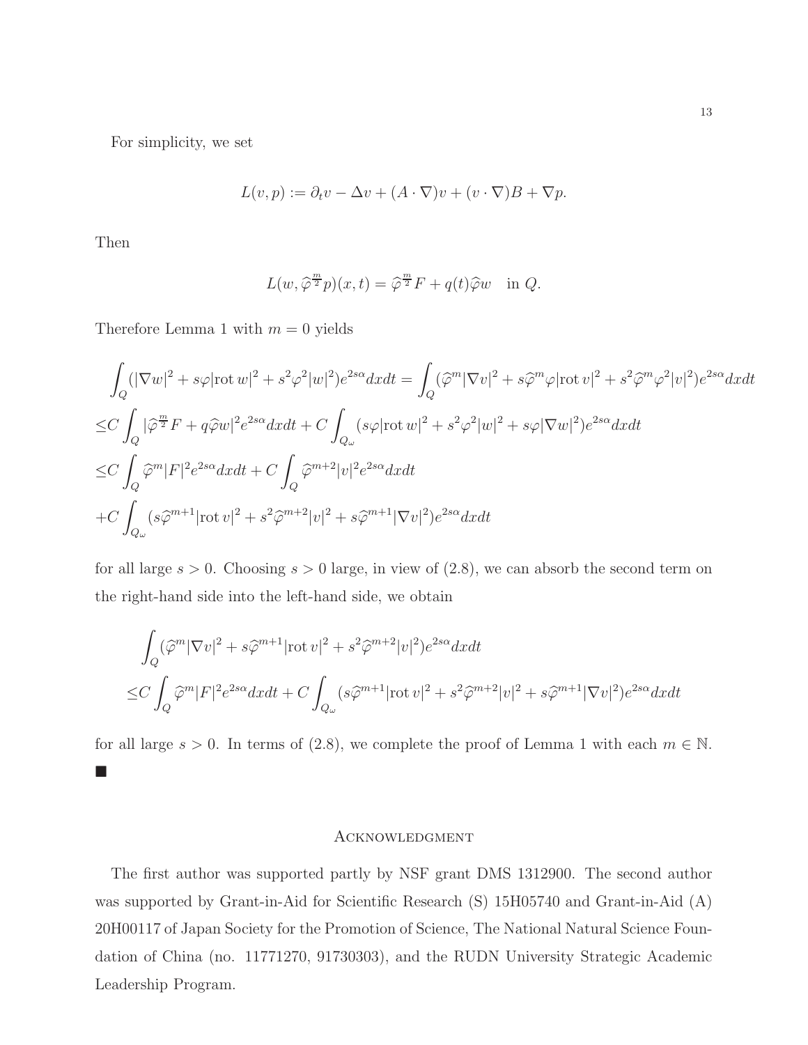For simplicity, we set

$$L(v,p) := \partial_t v - \Delta v + (A\cdot\nabla)v + (v\cdot\nabla)B + \nabla p.$$

Then

$$L(w, \widehat{\varphi}^{\frac{m}{2}}p)(x,t) = \widehat{\varphi}^{\frac{m}{2}}F + q(t)\widehat{\varphi}w \quad \text{in } Q.$$

Therefore Lemma 1 with $m=0$ yields

$$\begin{aligned}
&\int_Q (|\nabla w|^2 + s\varphi|\mathrm{rot}\, w|^2 + s^2\varphi^2|w|^2)e^{2s\alpha}dxdt = \int_Q (\widehat{\varphi}^m|\nabla v|^2 + s\widehat{\varphi}^m\varphi|\mathrm{rot}\, v|^2 + s^2\widehat{\varphi}^m\varphi^2|v|^2)e^{2s\alpha}dxdt\\
\le& C\int_Q |\widehat{\varphi}^{\frac{m}{2}}F + q\widehat{\varphi}w|^2 e^{2s\alpha}dxdt + C\int_{Q_\omega}(s\varphi|\mathrm{rot}\, w|^2 + s^2\varphi^2|w|^2 + s\varphi|\nabla w|^2)e^{2s\alpha}dxdt\\
\le& C\int_Q \widehat{\varphi}^m|F|^2e^{2s\alpha}dxdt + C\int_Q \widehat{\varphi}^{m+2}|v|^2e^{2s\alpha}dxdt\\
&+C\int_{Q_\omega}(s\widehat{\varphi}^{m+1}|\mathrm{rot}\, v|^2 + s^2\widehat{\varphi}^{m+2}|v|^2 + s\widehat{\varphi}^{m+1}|\nabla v|^2)e^{2s\alpha}dxdt
\end{aligned}$$

for all large $s>0$. Choosing $s>0$ large, in view of (2.8), we can absorb the second term on the right-hand side into the left-hand side, we obtain

$$\begin{aligned}
&\int_Q (\widehat{\varphi}^m|\nabla v|^2 + s\widehat{\varphi}^{m+1}|\mathrm{rot}\, v|^2 + s^2\widehat{\varphi}^{m+2}|v|^2)e^{2s\alpha}dxdt\\
\le& C\int_Q \widehat{\varphi}^m|F|^2e^{2s\alpha}dxdt + C\int_{Q_\omega}(s\widehat{\varphi}^{m+1}|\mathrm{rot}\, v|^2 + s^2\widehat{\varphi}^{m+2}|v|^2 + s\widehat{\varphi}^{m+1}|\nabla v|^2)e^{2s\alpha}dxdt
\end{aligned}$$

for all large $s>0$. In terms of (2.8), we complete the proof of Lemma 1 with each $m\in\mathbb{N}$. ■

## Acknowledgment

The first author was supported partly by NSF grant DMS 1312900. The second author was supported by Grant-in-Aid for Scientific Research (S) 15H05740 and Grant-in-Aid (A) 20H00117 of Japan Society for the Promotion of Science, The National Natural Science Foundation of China (no. 11771270, 91730303), and the RUDN University Strategic Academic Leadership Program.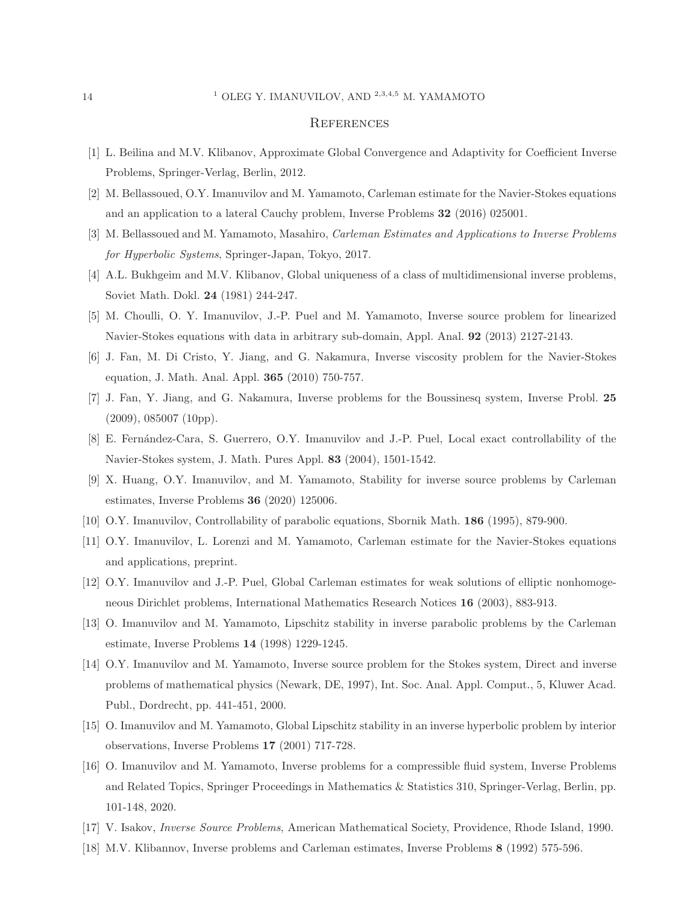## References

[1] L. Beilina and M.V. Klibanov, Approximate Global Convergence and Adaptivity for Coefficient Inverse Problems, Springer-Verlag, Berlin, 2012.

[2] M. Bellassoued, O.Y. Imanuvilov and M. Yamamoto, Carleman estimate for the Navier-Stokes equations and an application to a lateral Cauchy problem, Inverse Problems **32** (2016) 025001.

[3] M. Bellassoued and M. Yamamoto, Masahiro, *Carleman Estimates and Applications to Inverse Problems for Hyperbolic Systems*, Springer-Japan, Tokyo, 2017.

[4] A.L. Bukhgeim and M.V. Klibanov, Global uniqueness of a class of multidimensional inverse problems, Soviet Math. Dokl. **24** (1981) 244-247.

[5] M. Choulli, O. Y. Imanuvilov, J.-P. Puel and M. Yamamoto, Inverse source problem for linearized Navier-Stokes equations with data in arbitrary sub-domain, Appl. Anal. **92** (2013) 2127-2143.

[6] J. Fan, M. Di Cristo, Y. Jiang, and G. Nakamura, Inverse viscosity problem for the Navier-Stokes equation, J. Math. Anal. Appl. **365** (2010) 750-757.

[7] J. Fan, Y. Jiang, and G. Nakamura, Inverse problems for the Boussinesq system, Inverse Probl. **25** (2009), 085007 (10pp).

[8] E. Fernández-Cara, S. Guerrero, O.Y. Imanuvilov and J.-P. Puel, Local exact controllability of the Navier-Stokes system, J. Math. Pures Appl. **83** (2004), 1501-1542.

[9] X. Huang, O.Y. Imanuvilov, and M. Yamamoto, Stability for inverse source problems by Carleman estimates, Inverse Problems **36** (2020) 125006.

[10] O.Y. Imanuvilov, Controllability of parabolic equations, Sbornik Math. **186** (1995), 879-900.

[11] O.Y. Imanuvilov, L. Lorenzi and M. Yamamoto, Carleman estimate for the Navier-Stokes equations and applications, preprint.

[12] O.Y. Imanuvilov and J.-P. Puel, Global Carleman estimates for weak solutions of elliptic nonhomogeneous Dirichlet problems, International Mathematics Research Notices **16** (2003), 883-913.

[13] O. Imanuvilov and M. Yamamoto, Lipschitz stability in inverse parabolic problems by the Carleman estimate, Inverse Problems **14** (1998) 1229-1245.

[14] O.Y. Imanuvilov and M. Yamamoto, Inverse source problem for the Stokes system, Direct and inverse problems of mathematical physics (Newark, DE, 1997), Int. Soc. Anal. Appl. Comput., 5, Kluwer Acad. Publ., Dordrecht, pp. 441-451, 2000.

[15] O. Imanuvilov and M. Yamamoto, Global Lipschitz stability in an inverse hyperbolic problem by interior observations, Inverse Problems **17** (2001) 717-728.

[16] O. Imanuvilov and M. Yamamoto, Inverse problems for a compressible fluid system, Inverse Problems and Related Topics, Springer Proceedings in Mathematics & Statistics 310, Springer-Verlag, Berlin, pp. 101-148, 2020.

[17] V. Isakov, *Inverse Source Problems*, American Mathematical Society, Providence, Rhode Island, 1990.

[18] M.V. Klibannov, Inverse problems and Carleman estimates, Inverse Problems **8** (1992) 575-596.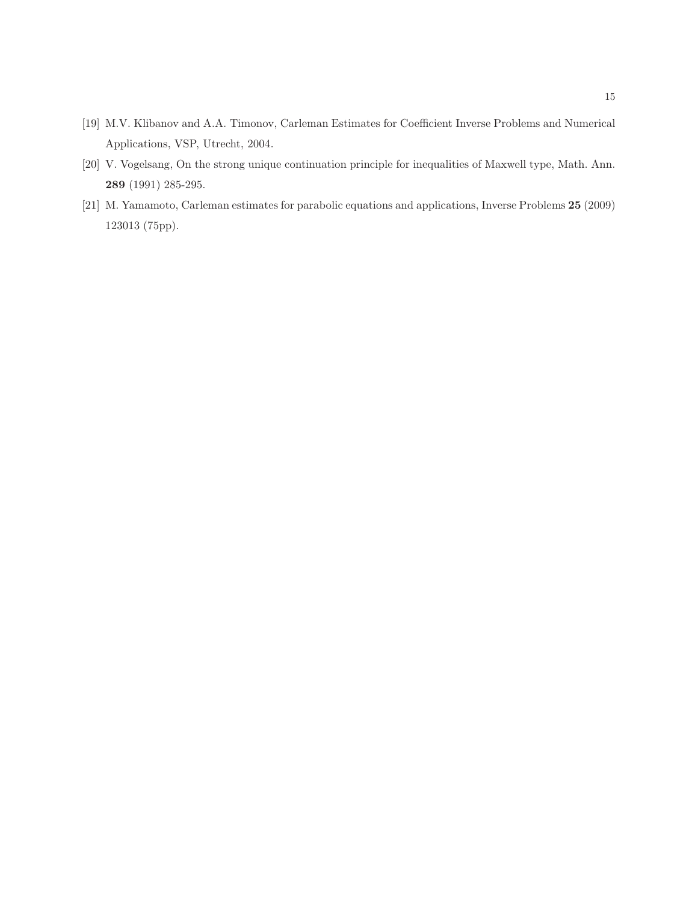[19] M.V. Klibanov and A.A. Timonov, Carleman Estimates for Coefficient Inverse Problems and Numerical Applications, VSP, Utrecht, 2004.

[20] V. Vogelsang, On the strong unique continuation principle for inequalities of Maxwell type, Math. Ann. **289** (1991) 285-295.

[21] M. Yamamoto, Carleman estimates for parabolic equations and applications, Inverse Problems **25** (2009) 123013 (75pp).